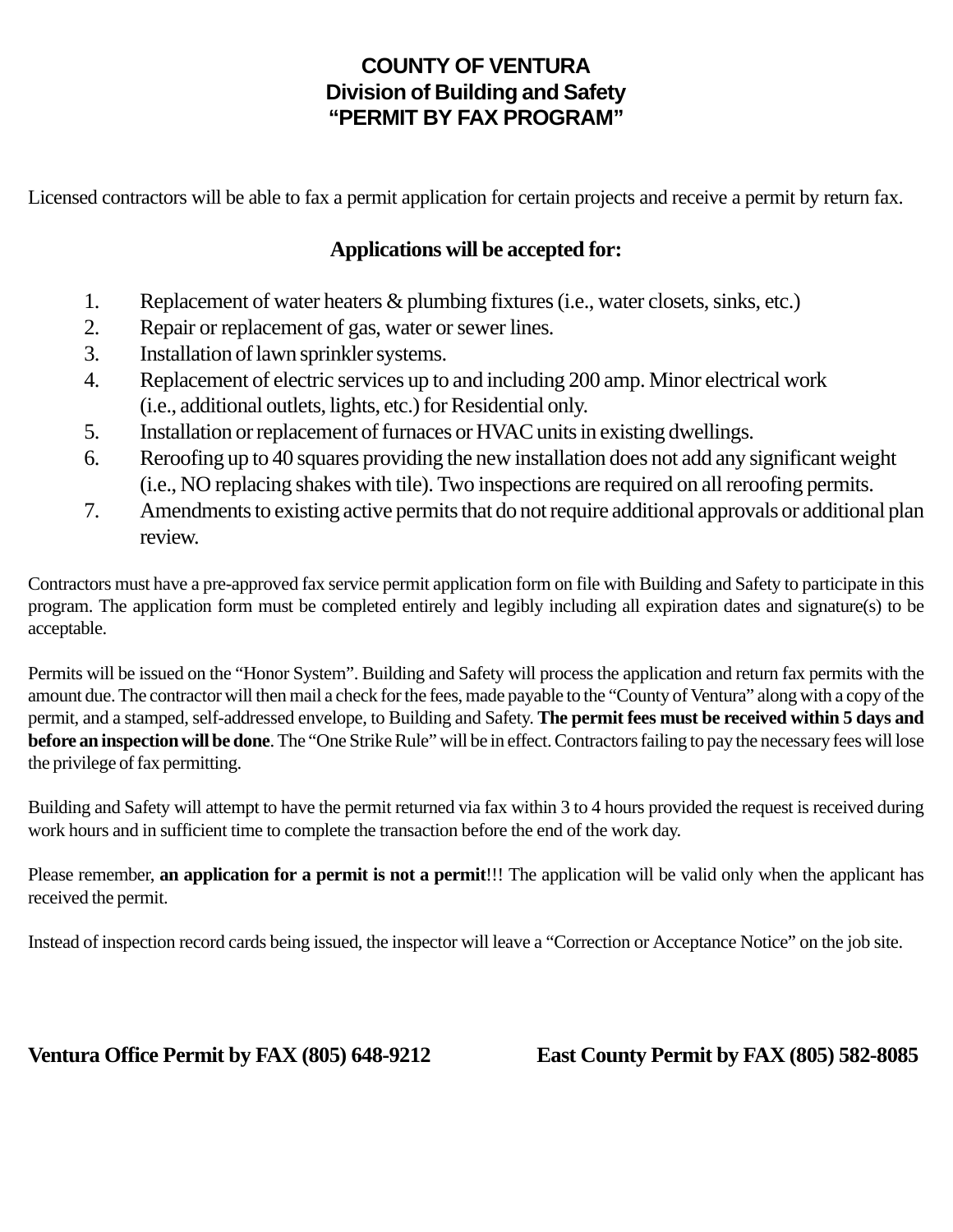# COUNTY OF VENTURA
## Division of Building and Safety
## "PERMIT BY FAX PROGRAM"

Licensed contractors will be able to fax a permit application for certain projects and receive a permit by return fax.

### Applications will be accepted for:

1. Replacement of water heaters & plumbing fixtures (i.e., water closets, sinks, etc.)
2. Repair or replacement of gas, water or sewer lines.
3. Installation of lawn sprinkler systems.
4. Replacement of electric services up to and including 200 amp. Minor electrical work (i.e., additional outlets, lights, etc.) for Residential only.
5. Installation or replacement of furnaces or HVAC units in existing dwellings.
6. Reroofing up to 40 squares providing the new installation does not add any significant weight (i.e., NO replacing shakes with tile). Two inspections are required on all reroofing permits.
7. Amendments to existing active permits that do not require additional approvals or additional plan review.

Contractors must have a pre-approved fax service permit application form on file with Building and Safety to participate in this program. The application form must be completed entirely and legibly including all expiration dates and signature(s) to be acceptable.

Permits will be issued on the "Honor System". Building and Safety will process the application and return fax permits with the amount due. The contractor will then mail a check for the fees, made payable to the "County of Ventura" along with a copy of the permit, and a stamped, self-addressed envelope, to Building and Safety. **The permit fees must be received within 5 days and before an inspection will be done**. The "One Strike Rule" will be in effect. Contractors failing to pay the necessary fees will lose the privilege of fax permitting.

Building and Safety will attempt to have the permit returned via fax within 3 to 4 hours provided the request is received during work hours and in sufficient time to complete the transaction before the end of the work day.

Please remember, **an application for a permit is not a permit**!!! The application will be valid only when the applicant has received the permit.

Instead of inspection record cards being issued, the inspector will leave a "Correction or Acceptance Notice" on the job site.

**Ventura Office Permit by FAX (805) 648-9212**

**East County Permit by FAX (805) 582-8085**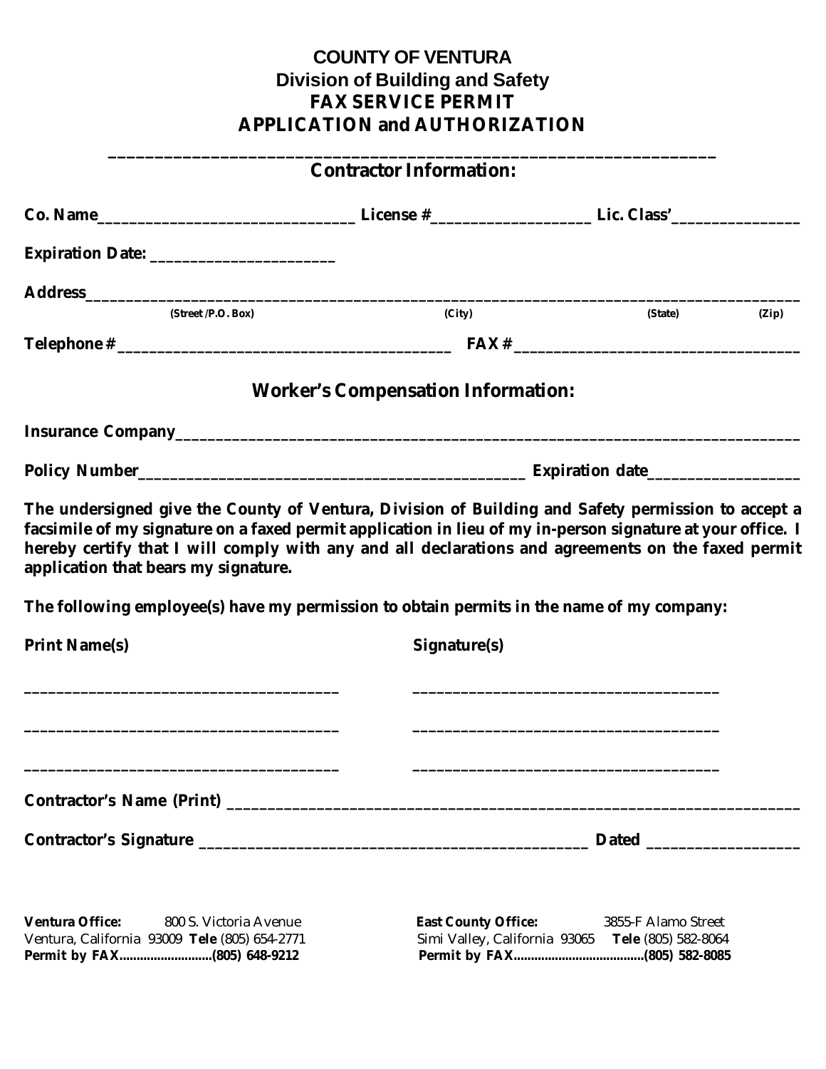# COUNTY OF VENTURA
## Division of Building and Safety
## FAX SERVICE PERMIT
## APPLICATION and AUTHORIZATION

---

### Contractor Information:

**Co. Name**________________________________ **License #**___________________ **Lic. Class'**_______________

**Expiration Date:** ______________________

**Address**_______________________________________________________________________________
(Street /P.O. Box) (City) (State) (Zip)

**Telephone #** __________________________________________ **FAX #** ___________________________________

### Worker's Compensation Information:

**Insurance Company**______________________________________________________________________________

**Policy Number**_________________________________________________ **Expiration date**__________________

**The undersigned give the County of Ventura, Division of Building and Safety permission to accept a facsimile of my signature on a faxed permit application in lieu of my in-person signature at your office. I hereby certify that I will comply with any and all declarations and agreements on the faxed permit application that bears my signature.**

**The following employee(s) have my permission to obtain permits in the name of my company:**

| Print Name(s) | Signature(s) |
|---|---|
| ______________________________________ | ______________________________________ |
| ______________________________________ | ______________________________________ |
| ______________________________________ | ______________________________________ |

**Contractor's Name (Print)** _________________________________________________________________________

**Contractor's Signature** ________________________________________________ **Dated** __________________

**Ventura Office:** 800 S. Victoria Avenue
Ventura, California 93009 **Tele** (805) 654-2771
**Permit by FAX..........................(805) 648-9212**

**East County Office:** 3855-F Alamo Street
Simi Valley, California 93065 **Tele** (805) 582-8064
**Permit by FAX.....................................(805) 582-8085**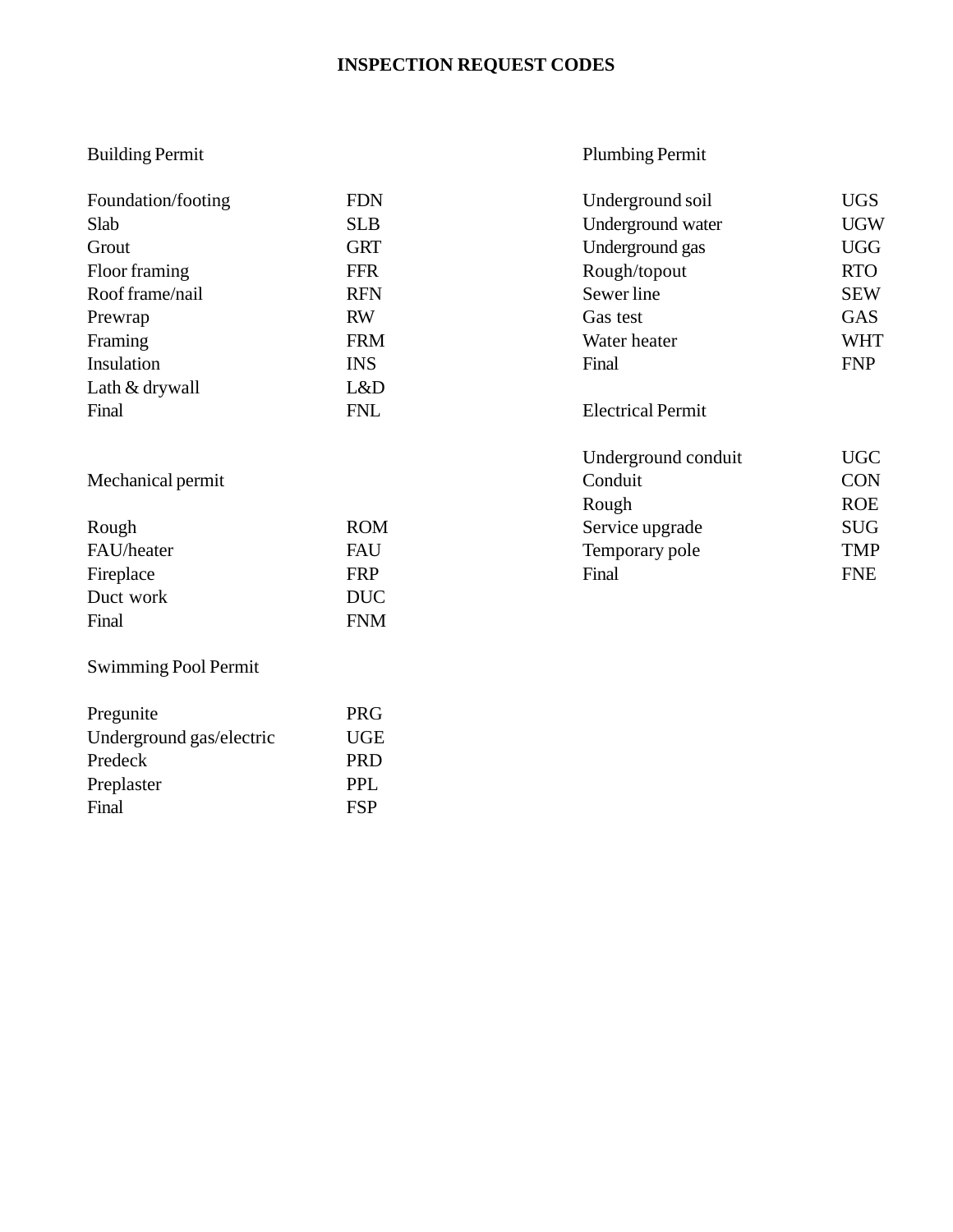# INSPECTION REQUEST CODES

## Building Permit

| Inspection | Code |
|---|---|
| Foundation/footing | FDN |
| Slab | SLB |
| Grout | GRT |
| Floor framing | FFR |
| Roof frame/nail | RFN |
| Prewrap | RW |
| Framing | FRM |
| Insulation | INS |
| Lath & drywall | L&D |
| Final | FNL |

## Mechanical permit

| Inspection | Code |
|---|---|
| Rough | ROM |
| FAU/heater | FAU |
| Fireplace | FRP |
| Duct work | DUC |
| Final | FNM |

## Swimming Pool Permit

| Inspection | Code |
|---|---|
| Pregunite | PRG |
| Underground gas/electric | UGE |
| Predeck | PRD |
| Preplaster | PPL |
| Final | FSP |

## Plumbing Permit

| Inspection | Code |
|---|---|
| Underground soil | UGS |
| Underground water | UGW |
| Underground gas | UGG |
| Rough/topout | RTO |
| Sewer line | SEW |
| Gas test | GAS |
| Water heater | WHT |
| Final | FNP |

## Electrical Permit

| Inspection | Code |
|---|---|
| Underground conduit | UGC |
| Conduit | CON |
| Rough | ROE |
| Service upgrade | SUG |
| Temporary pole | TMP |
| Final | FNE |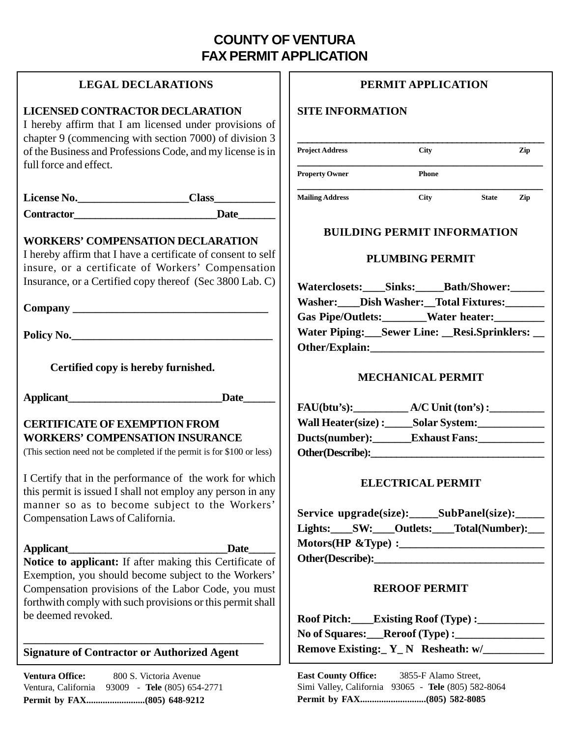# COUNTY OF VENTURA
# FAX PERMIT APPLICATION

## LEGAL DECLARATIONS

**LICENSED CONTRACTOR DECLARATION**
I hereby affirm that I am licensed under provisions of chapter 9 (commencing with section 7000) of division 3 of the Business and Professions Code, and my license is in full force and effect.

**License No.____________________Class___________**
**Contractor__________________________Date_______**

**WORKERS' COMPENSATION DECLARATION**
I hereby affirm that I have a certificate of consent to self insure, or a certificate of Workers' Compensation Insurance, or a Certified copy thereof (Sec 3800 Lab. C)

**Company ____________________________________**

**Policy No.____________________________________**

**Certified copy is hereby furnished.**

**Applicant_____________________________Date______**

**CERTIFICATE OF EXEMPTION FROM WORKERS' COMPENSATION INSURANCE**
(This section need not be completed if the permit is for $100 or less)

I Certify that in the performance of the work for which this permit is issued I shall not employ any person in any manner so as to become subject to the Workers' Compensation Laws of California.

**Applicant_____________________________Date_____**
**Notice to applicant:** If after making this Certificate of Exemption, you should become subject to the Workers' Compensation provisions of the Labor Code, you must forthwith comply with such provisions or this permit shall be deemed revoked.

______________________________________________
**Signature of Contractor or Authorized Agent**

**Ventura Office:** 800 S. Victoria Avenue
Ventura, California 93009 - **Tele** (805) 654-2771
**Permit by FAX.........................(805) 648-9212**

## PERMIT APPLICATION

**SITE INFORMATION**

______________________________________________
**Project Address** **City** **Zip**
______________________________________________
**Property Owner** **Phone**
______________________________________________
**Mailing Address** **City** **State** **Zip**

### BUILDING PERMIT INFORMATION

**PLUMBING PERMIT**

**Waterclosets:____Sinks:_____Bath/Shower:______**
**Washer:____Dish Washer:__Total Fixtures:_______**
**Gas Pipe/Outlets:________Water heater:_________**
**Water Piping:___Sewer Line: __Resi.Sprinklers: __**
**Other/Explain:________________________________**

**MECHANICAL PERMIT**

**FAU(btu's):__________ A/C Unit (ton's) :__________**
**Wall Heater(size) :_____Solar System:____________**
**Ducts(number):_______Exhaust Fans:____________**
**Other(Describe):________________________________**

**ELECTRICAL PERMIT**

**Service upgrade(size):_____SubPanel(size):_____**
**Lights:____SW:____Outlets:____Total(Number):___**
**Motors(HP &Type) :__________________________**
**Other(Describe):_______________________________**

**REROOF PERMIT**

**Roof Pitch:____Existing Roof (Type) :____________**
**No of Squares:___Reroof (Type) :________________**
**Remove Existing:_ Y_ N Resheath: w/___________**

**East County Office:** 3855-F Alamo Street,
Simi Valley, California 93065 - **Tele** (805) 582-8064
**Permit by FAX...........................(805) 582-8085**